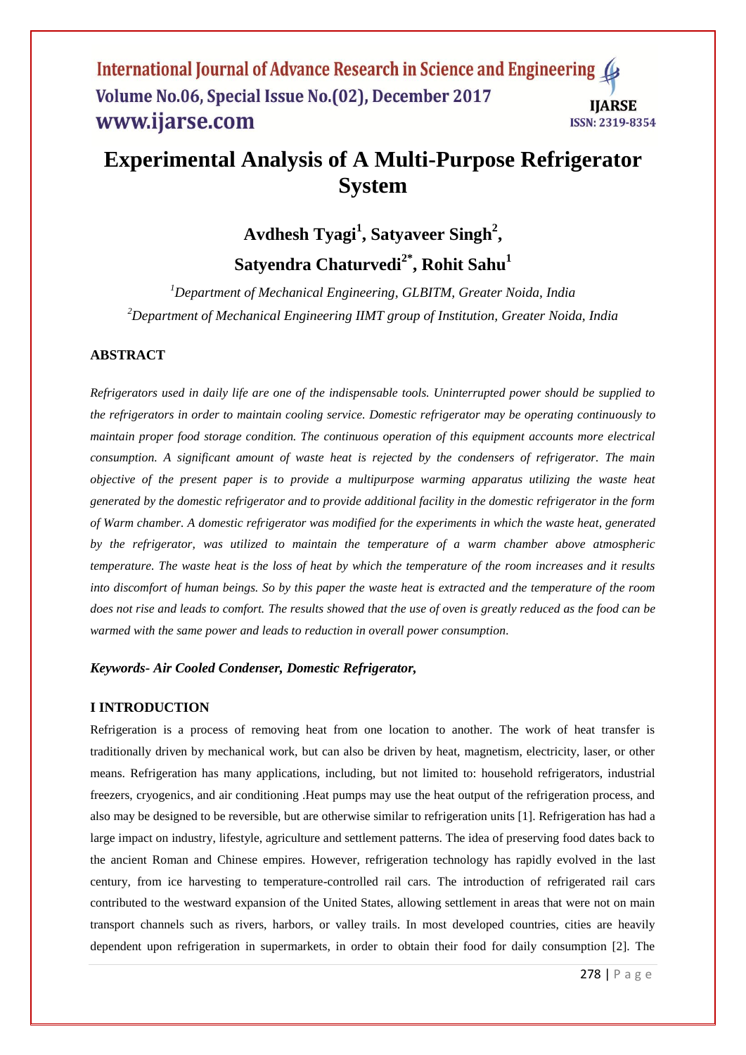# Experimental Analysis of A Multi-Purpose Refrigerator System

**Avdhesh Tyagi[1], Satyaveer Singh[2], Satyendra Chaturvedi[2*], Rohit Sahu[1]**

*[1]Department of Mechanical Engineering, GLBITM, Greater Noida, India*

*[2]Department of Mechanical Engineering IIMT group of Institution, Greater Noida, India*

## ABSTRACT

*Refrigerators used in daily life are one of the indispensable tools. Uninterrupted power should be supplied to the refrigerators in order to maintain cooling service. Domestic refrigerator may be operating continuously to maintain proper food storage condition. The continuous operation of this equipment accounts more electrical consumption. A significant amount of waste heat is rejected by the condensers of refrigerator. The main objective of the present paper is to provide a multipurpose warming apparatus utilizing the waste heat generated by the domestic refrigerator and to provide additional facility in the domestic refrigerator in the form of Warm chamber. A domestic refrigerator was modified for the experiments in which the waste heat, generated by the refrigerator, was utilized to maintain the temperature of a warm chamber above atmospheric temperature. The waste heat is the loss of heat by which the temperature of the room increases and it results into discomfort of human beings. So by this paper the waste heat is extracted and the temperature of the room does not rise and leads to comfort. The results showed that the use of oven is greatly reduced as the food can be warmed with the same power and leads to reduction in overall power consumption.*

***Keywords- Air Cooled Condenser, Domestic Refrigerator,***

## I INTRODUCTION

Refrigeration is a process of removing heat from one location to another. The work of heat transfer is traditionally driven by mechanical work, but can also be driven by heat, magnetism, electricity, laser, or other means. Refrigeration has many applications, including, but not limited to: household refrigerators, industrial freezers, cryogenics, and air conditioning .Heat pumps may use the heat output of the refrigeration process, and also may be designed to be reversible, but are otherwise similar to refrigeration units [1]. Refrigeration has had a large impact on industry, lifestyle, agriculture and settlement patterns. The idea of preserving food dates back to the ancient Roman and Chinese empires. However, refrigeration technology has rapidly evolved in the last century, from ice harvesting to temperature-controlled rail cars. The introduction of refrigerated rail cars contributed to the westward expansion of the United States, allowing settlement in areas that were not on main transport channels such as rivers, harbors, or valley trails. In most developed countries, cities are heavily dependent upon refrigeration in supermarkets, in order to obtain their food for daily consumption [2]. The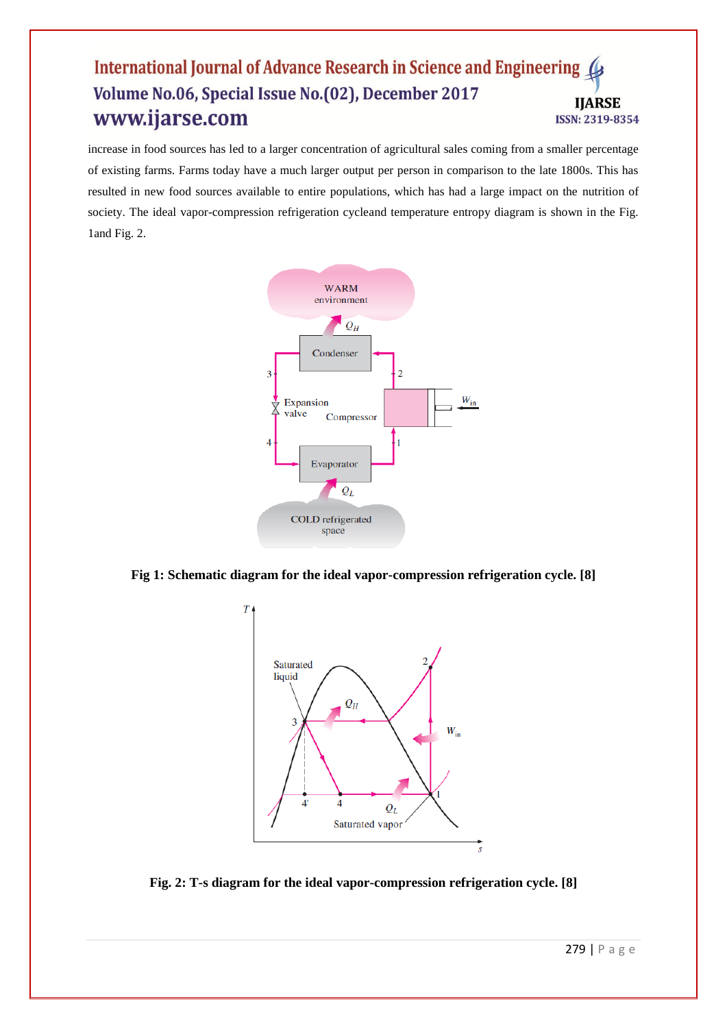increase in food sources has led to a larger concentration of agricultural sales coming from a smaller percentage of existing farms. Farms today have a much larger output per person in comparison to the late 1800s. This has resulted in new food sources available to entire populations, which has had a large impact on the nutrition of society. The ideal vapor-compression refrigeration cycleand temperature entropy diagram is shown in the Fig. 1and Fig. 2.

**Fig 1: Schematic diagram for the ideal vapor-compression refrigeration cycle. [8]**

**Fig. 2: T-s diagram for the ideal vapor-compression refrigeration cycle. [8]**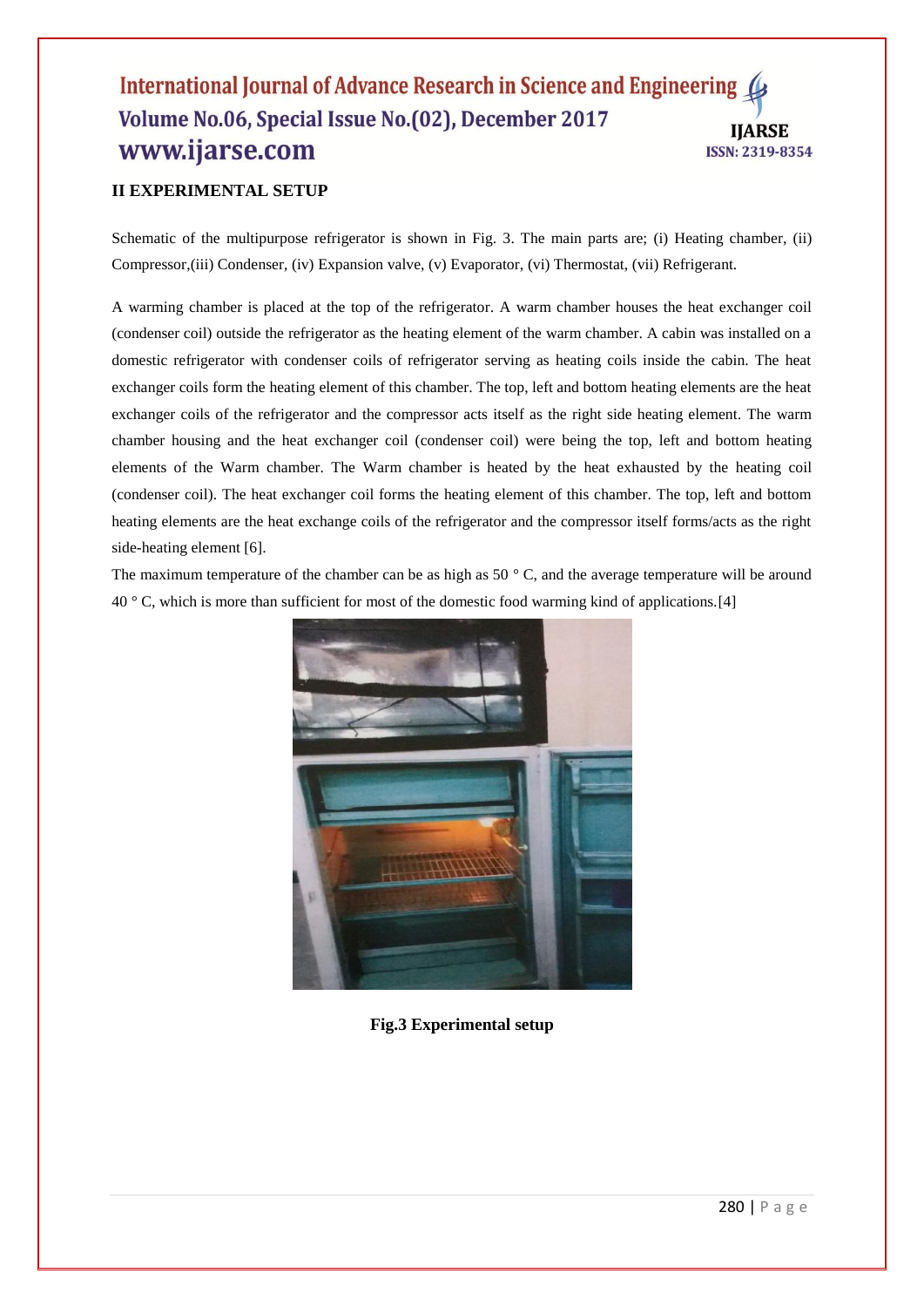## II EXPERIMENTAL SETUP

Schematic of the multipurpose refrigerator is shown in Fig. 3. The main parts are; (i) Heating chamber, (ii) Compressor,(iii) Condenser, (iv) Expansion valve, (v) Evaporator, (vi) Thermostat, (vii) Refrigerant.

A warming chamber is placed at the top of the refrigerator. A warm chamber houses the heat exchanger coil (condenser coil) outside the refrigerator as the heating element of the warm chamber. A cabin was installed on a domestic refrigerator with condenser coils of refrigerator serving as heating coils inside the cabin. The heat exchanger coils form the heating element of this chamber. The top, left and bottom heating elements are the heat exchanger coils of the refrigerator and the compressor acts itself as the right side heating element. The warm chamber housing and the heat exchanger coil (condenser coil) were being the top, left and bottom heating elements of the Warm chamber. The Warm chamber is heated by the heat exhausted by the heating coil (condenser coil). The heat exchanger coil forms the heating element of this chamber. The top, left and bottom heating elements are the heat exchange coils of the refrigerator and the compressor itself forms/acts as the right side-heating element [6].

The maximum temperature of the chamber can be as high as 50 ° C, and the average temperature will be around 40 ° C, which is more than sufficient for most of the domestic food warming kind of applications.[4]

**Fig.3 Experimental setup**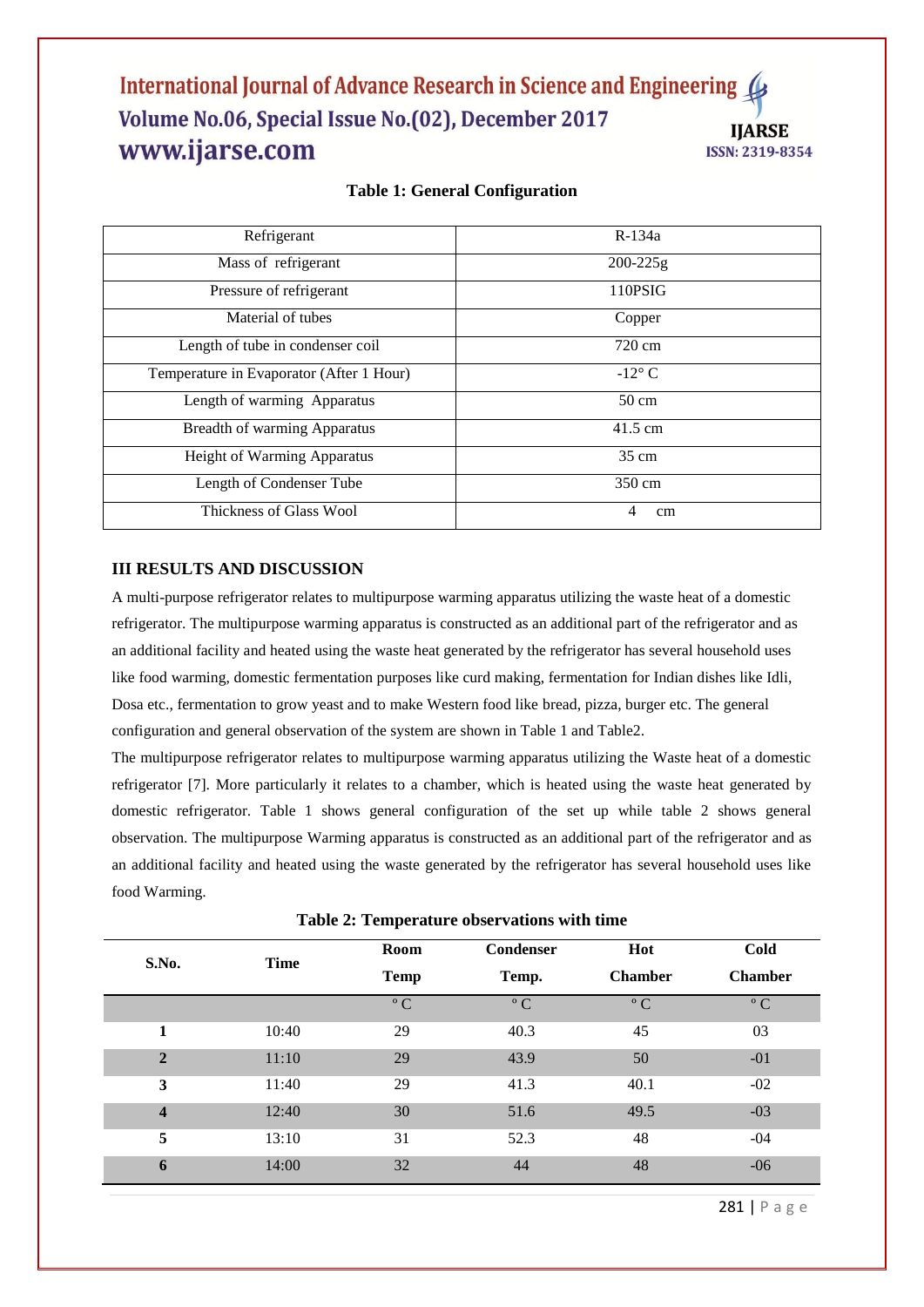**Table 1: General Configuration**

| Refrigerant | R-134a |
|---|---|
| Mass of refrigerant | 200-225g |
| Pressure of refrigerant | 110PSIG |
| Material of tubes | Copper |
| Length of tube in condenser coil | 720 cm |
| Temperature in Evaporator (After 1 Hour) | -12° C |
| Length of warming Apparatus | 50 cm |
| Breadth of warming Apparatus | 41.5 cm |
| Height of Warming Apparatus | 35 cm |
| Length of Condenser Tube | 350 cm |
| Thickness of Glass Wool | 4 cm |

## III RESULTS AND DISCUSSION

A multi-purpose refrigerator relates to multipurpose warming apparatus utilizing the waste heat of a domestic refrigerator. The multipurpose warming apparatus is constructed as an additional part of the refrigerator and as an additional facility and heated using the waste heat generated by the refrigerator has several household uses like food warming, domestic fermentation purposes like curd making, fermentation for Indian dishes like Idli, Dosa etc., fermentation to grow yeast and to make Western food like bread, pizza, burger etc. The general configuration and general observation of the system are shown in Table 1 and Table2.

The multipurpose refrigerator relates to multipurpose warming apparatus utilizing the Waste heat of a domestic refrigerator [7]. More particularly it relates to a chamber, which is heated using the waste heat generated by domestic refrigerator. Table 1 shows general configuration of the set up while table 2 shows general observation. The multipurpose Warming apparatus is constructed as an additional part of the refrigerator and as an additional facility and heated using the waste generated by the refrigerator has several household uses like food Warming.

**Table 2: Temperature observations with time**

| S.No. | Time | Room Temp | Condenser Temp. | Hot Chamber | Cold Chamber |
|---|---|---|---|---|---|
| | | ° C | ° C | ° C | ° C |
| **1** | 10:40 | 29 | 40.3 | 45 | 03 |
| **2** | 11:10 | 29 | 43.9 | 50 | -01 |
| **3** | 11:40 | 29 | 41.3 | 40.1 | -02 |
| **4** | 12:40 | 30 | 51.6 | 49.5 | -03 |
| **5** | 13:10 | 31 | 52.3 | 48 | -04 |
| **6** | 14:00 | 32 | 44 | 48 | -06 |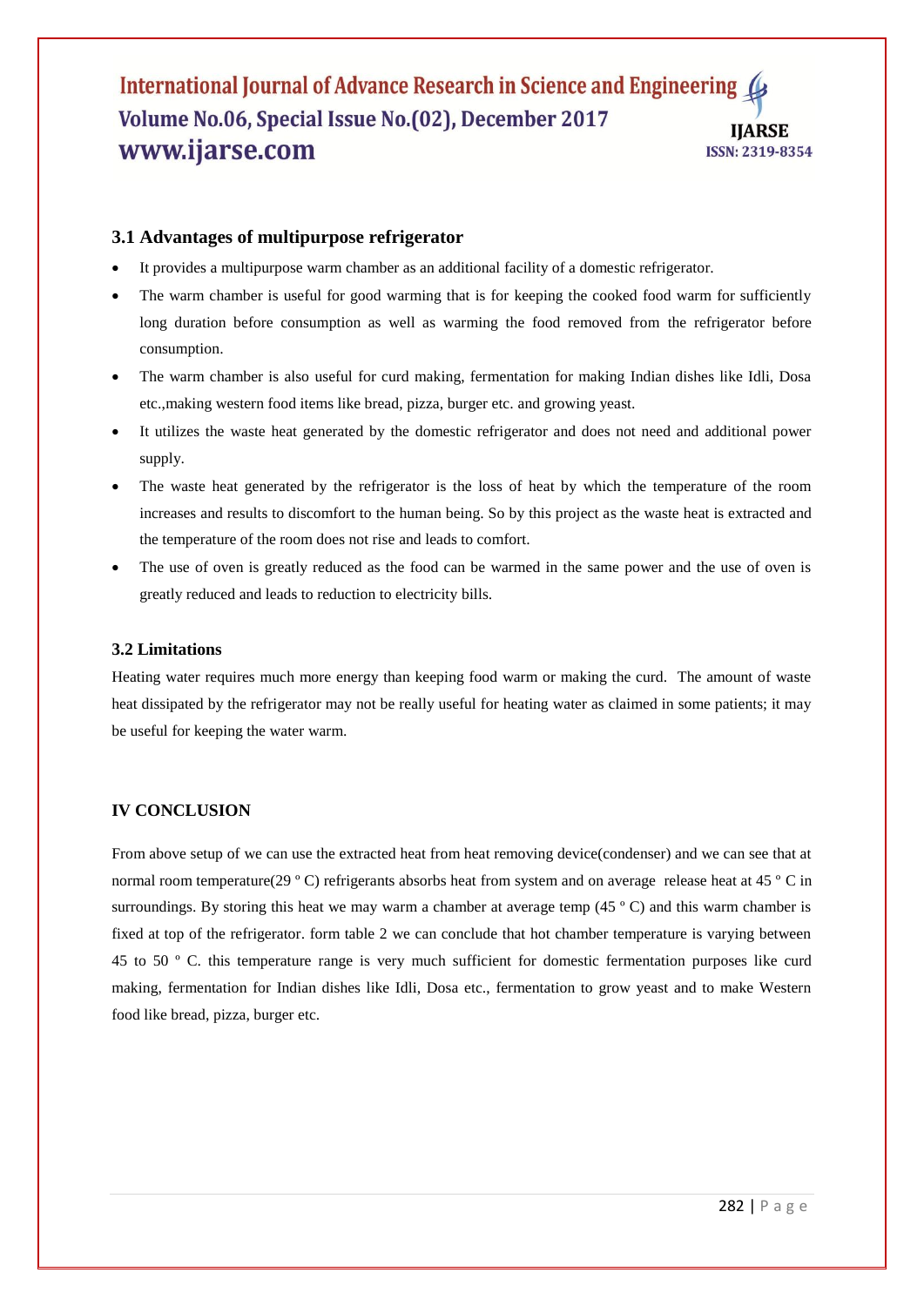### 3.1 Advantages of multipurpose refrigerator

- It provides a multipurpose warm chamber as an additional facility of a domestic refrigerator.
- The warm chamber is useful for good warming that is for keeping the cooked food warm for sufficiently long duration before consumption as well as warming the food removed from the refrigerator before consumption.
- The warm chamber is also useful for curd making, fermentation for making Indian dishes like Idli, Dosa etc.,making western food items like bread, pizza, burger etc. and growing yeast.
- It utilizes the waste heat generated by the domestic refrigerator and does not need and additional power supply.
- The waste heat generated by the refrigerator is the loss of heat by which the temperature of the room increases and results to discomfort to the human being. So by this project as the waste heat is extracted and the temperature of the room does not rise and leads to comfort.
- The use of oven is greatly reduced as the food can be warmed in the same power and the use of oven is greatly reduced and leads to reduction to electricity bills.

### 3.2 Limitations

Heating water requires much more energy than keeping food warm or making the curd. The amount of waste heat dissipated by the refrigerator may not be really useful for heating water as claimed in some patients; it may be useful for keeping the water warm.

## IV CONCLUSION

From above setup of we can use the extracted heat from heat removing device(condenser) and we can see that at normal room temperature(29 º C) refrigerants absorbs heat from system and on average release heat at 45 º C in surroundings. By storing this heat we may warm a chamber at average temp (45 º C) and this warm chamber is fixed at top of the refrigerator. form table 2 we can conclude that hot chamber temperature is varying between 45 to 50 º C. this temperature range is very much sufficient for domestic fermentation purposes like curd making, fermentation for Indian dishes like Idli, Dosa etc., fermentation to grow yeast and to make Western food like bread, pizza, burger etc.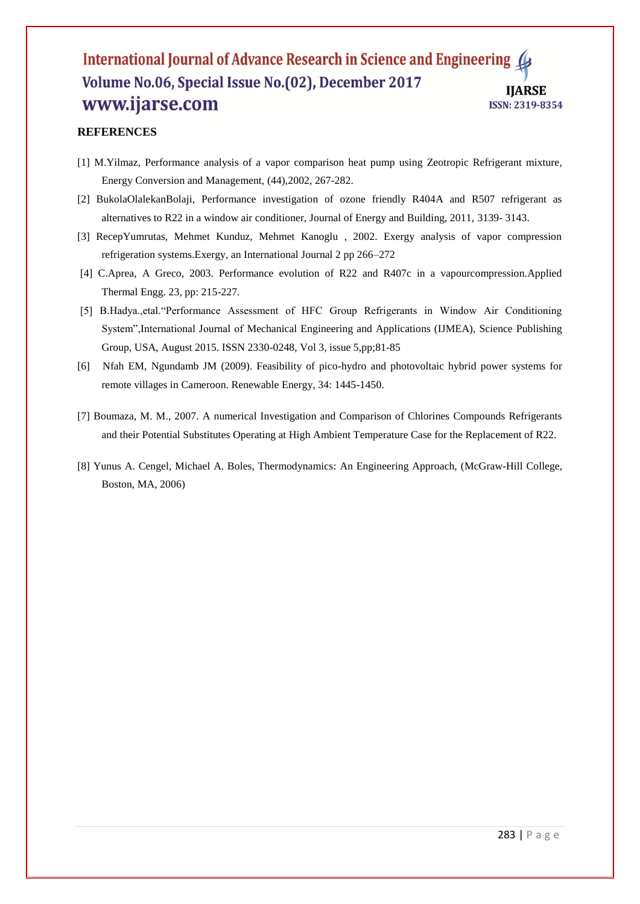**REFERENCES**

[1] M.Yilmaz, Performance analysis of a vapor comparison heat pump using Zeotropic Refrigerant mixture, Energy Conversion and Management, (44),2002, 267-282.

[2] BukolaOlalekanBolaji, Performance investigation of ozone friendly R404A and R507 refrigerant as alternatives to R22 in a window air conditioner, Journal of Energy and Building, 2011, 3139- 3143.

[3] RecepYumrutas, Mehmet Kunduz, Mehmet Kanoglu , 2002. Exergy analysis of vapor compression refrigeration systems.Exergy, an International Journal 2 pp 266–272

[4] C.Aprea, A Greco, 2003. Performance evolution of R22 and R407c in a vapourcompression.Applied Thermal Engg. 23, pp: 215-227.

[5] B.Hadya.,etal."Performance Assessment of HFC Group Refrigerants in Window Air Conditioning System",International Journal of Mechanical Engineering and Applications (IJMEA), Science Publishing Group, USA, August 2015. ISSN 2330-0248, Vol 3, issue 5,pp;81-85

[6] Nfah EM, Ngundamb JM (2009). Feasibility of pico-hydro and photovoltaic hybrid power systems for remote villages in Cameroon. Renewable Energy, 34: 1445-1450.

[7] Boumaza, M. M., 2007. A numerical Investigation and Comparison of Chlorines Compounds Refrigerants and their Potential Substitutes Operating at High Ambient Temperature Case for the Replacement of R22.

[8] Yunus A. Cengel, Michael A. Boles, Thermodynamics: An Engineering Approach, (McGraw-Hill College, Boston, MA, 2006)